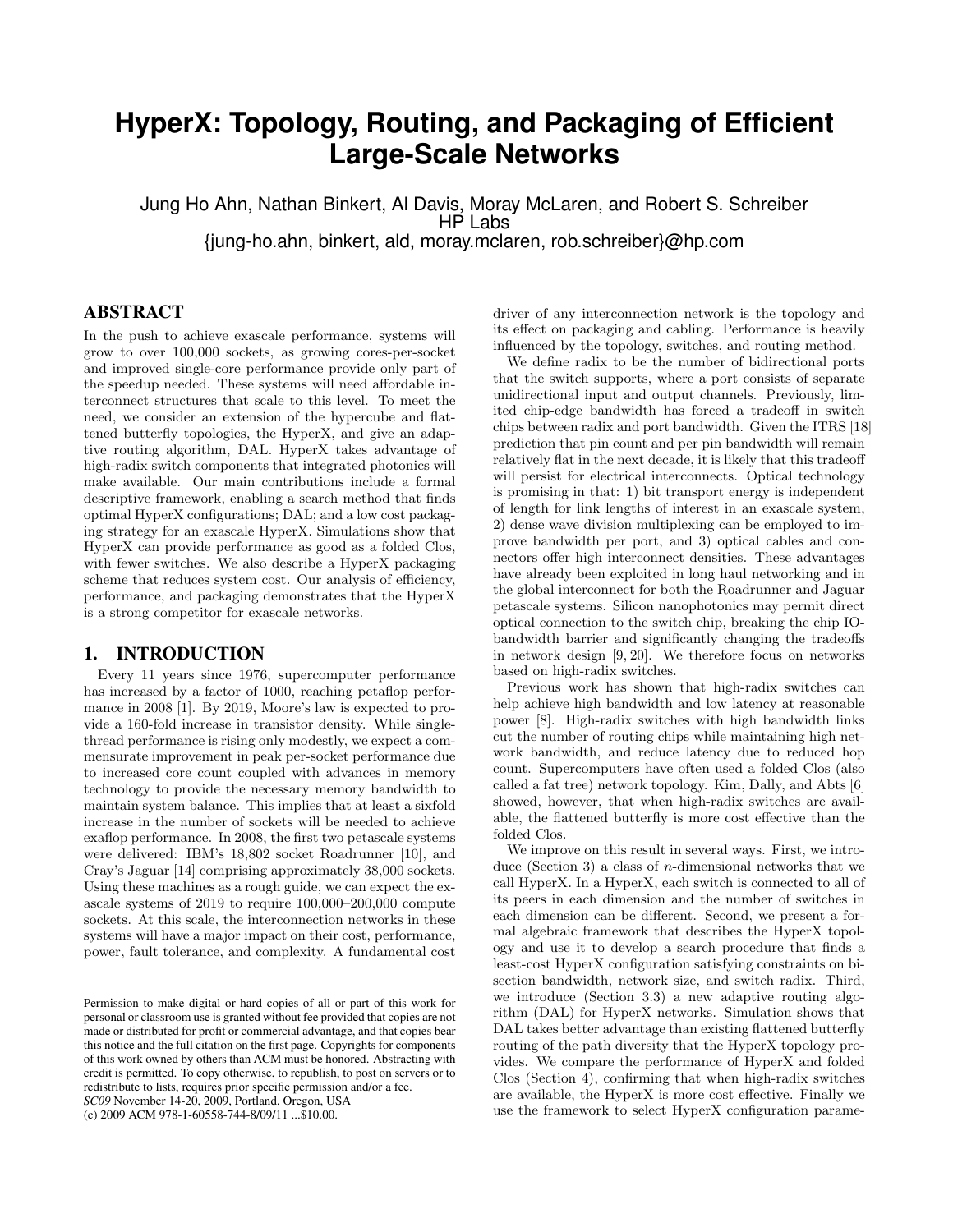# HyperX: Topology, Routing, and Packaging of Efficient Large-Scale Networks

Jung Ho Ahn, Nathan Binkert, Al Davis, Moray McLaren, and Robert S. Schreiber
HP Labs
{jung-ho.ahn, binkert, ald, moray.mclaren, rob.schreiber}@hp.com

## ABSTRACT

In the push to achieve exascale performance, systems will grow to over 100,000 sockets, as growing cores-per-socket and improved single-core performance provide only part of the speedup needed. These systems will need affordable interconnect structures that scale to this level. To meet the need, we consider an extension of the hypercube and flattened butterfly topologies, the HyperX, and give an adaptive routing algorithm, DAL. HyperX takes advantage of high-radix switch components that integrated photonics will make available. Our main contributions include a formal descriptive framework, enabling a search method that finds optimal HyperX configurations; DAL; and a low cost packaging strategy for an exascale HyperX. Simulations show that HyperX can provide performance as good as a folded Clos, with fewer switches. We also describe a HyperX packaging scheme that reduces system cost. Our analysis of efficiency, performance, and packaging demonstrates that the HyperX is a strong competitor for exascale networks.

## 1. INTRODUCTION

Every 11 years since 1976, supercomputer performance has increased by a factor of 1000, reaching petaflop performance in 2008 [1]. By 2019, Moore's law is expected to provide a 160-fold increase in transistor density. While single-thread performance is rising only modestly, we expect a commensurate improvement in peak per-socket performance due to increased core count coupled with advances in memory technology to provide the necessary memory bandwidth to maintain system balance. This implies that at least a sixfold increase in the number of sockets will be needed to achieve exaflop performance. In 2008, the first two petascale systems were delivered: IBM's 18,802 socket Roadrunner [10], and Cray's Jaguar [14] comprising approximately 38,000 sockets. Using these machines as a rough guide, we can expect the exascale systems of 2019 to require 100,000–200,000 compute sockets. At this scale, the interconnection networks in these systems will have a major impact on their cost, performance, power, fault tolerance, and complexity. A fundamental cost driver of any interconnection network is the topology and its effect on packaging and cabling. Performance is heavily influenced by the topology, switches, and routing method.

Permission to make digital or hard copies of all or part of this work for personal or classroom use is granted without fee provided that copies are not made or distributed for profit or commercial advantage, and that copies bear this notice and the full citation on the first page. Copyrights for components of this work owned by others than ACM must be honored. Abstracting with credit is permitted. To copy otherwise, to republish, to post on servers or to redistribute to lists, requires prior specific permission and/or a fee.
*SC09* November 14-20, 2009, Portland, Oregon, USA
(c) 2009 ACM 978-1-60558-744-8/09/11 ...$10.00.

We define radix to be the number of bidirectional ports that the switch supports, where a port consists of separate unidirectional input and output channels. Previously, limited chip-edge bandwidth has forced a tradeoff in switch chips between radix and port bandwidth. Given the ITRS [18] prediction that pin count and per pin bandwidth will remain relatively flat in the next decade, it is likely that this tradeoff will persist for electrical interconnects. Optical technology is promising in that: 1) bit transport energy is independent of length for link lengths of interest in an exascale system, 2) dense wave division multiplexing can be employed to improve bandwidth per port, and 3) optical cables and connectors offer high interconnect densities. These advantages have already been exploited in long haul networking and in the global interconnect for both the Roadrunner and Jaguar petascale systems. Silicon nanophotonics may permit direct optical connection to the switch chip, breaking the chip IO-bandwidth barrier and significantly changing the tradeoffs in network design [9, 20]. We therefore focus on networks based on high-radix switches.

Previous work has shown that high-radix switches can help achieve high bandwidth and low latency at reasonable power [8]. High-radix switches with high bandwidth links cut the number of routing chips while maintaining high network bandwidth, and reduce latency due to reduced hop count. Supercomputers have often used a folded Clos (also called a fat tree) network topology. Kim, Dally, and Abts [6] showed, however, that when high-radix switches are available, the flattened butterfly is more cost effective than the folded Clos.

We improve on this result in several ways. First, we introduce (Section 3) a class of $n$-dimensional networks that we call HyperX. In a HyperX, each switch is connected to all of its peers in each dimension and the number of switches in each dimension can be different. Second, we present a formal algebraic framework that describes the HyperX topology and use it to develop a search procedure that finds a least-cost HyperX configuration satisfying constraints on bisection bandwidth, network size, and switch radix. Third, we introduce (Section 3.3) a new adaptive routing algorithm (DAL) for HyperX networks. Simulation shows that DAL takes better advantage than existing flattened butterfly routing of the path diversity that the HyperX topology provides. We compare the performance of HyperX and folded Clos (Section 4), confirming that when high-radix switches are available, the HyperX is more cost effective. Finally we use the framework to select HyperX configuration parame-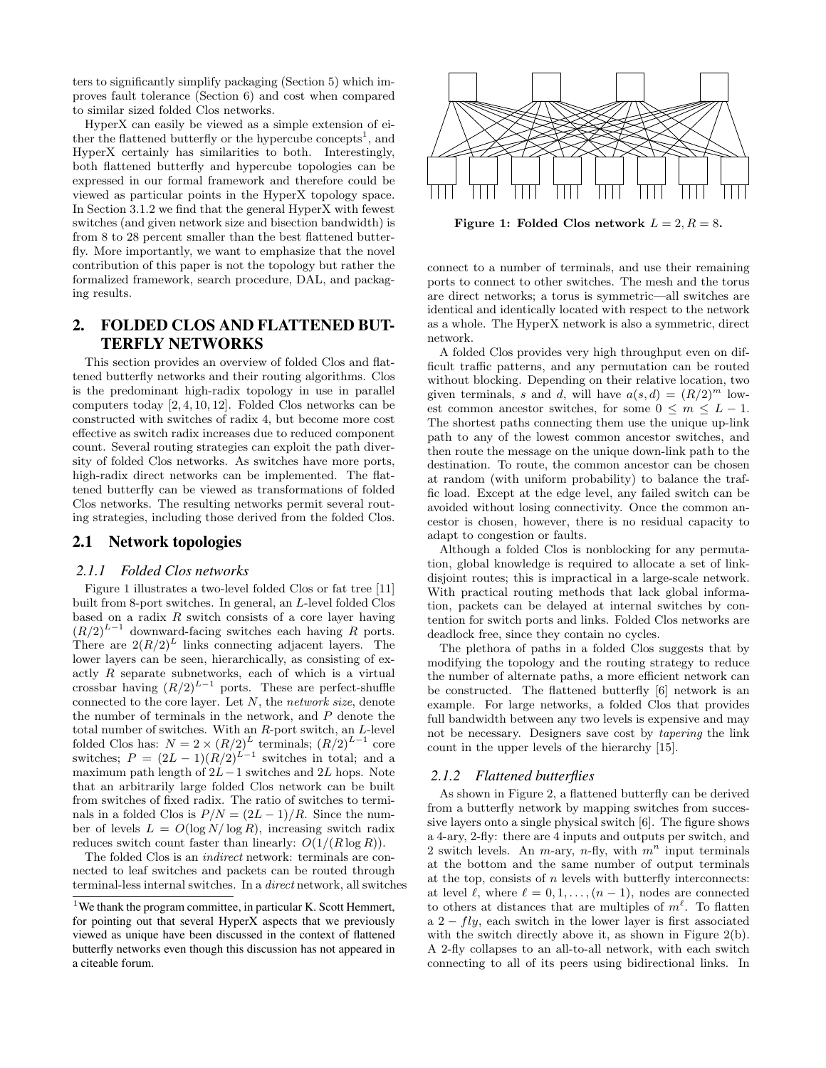ters to significantly simplify packaging (Section 5) which improves fault tolerance (Section 6) and cost when compared to similar sized folded Clos networks.

HyperX can easily be viewed as a simple extension of either the flattened butterfly or the hypercube concepts[1], and HyperX certainly has similarities to both. Interestingly, both flattened butterfly and hypercube topologies can be expressed in our formal framework and therefore could be viewed as particular points in the HyperX topology space. In Section 3.1.2 we find that the general HyperX with fewest switches (and given network size and bisection bandwidth) is from 8 to 28 percent smaller than the best flattened butterfly. More importantly, we want to emphasize that the novel contribution of this paper is not the topology but rather the formalized framework, search procedure, DAL, and packaging results.

## 2. FOLDED CLOS AND FLATTENED BUTTERFLY NETWORKS

This section provides an overview of folded Clos and flattened butterfly networks and their routing algorithms. Clos is the predominant high-radix topology in use in parallel computers today [2, 4, 10, 12]. Folded Clos networks can be constructed with switches of radix 4, but become more cost effective as switch radix increases due to reduced component count. Several routing strategies can exploit the path diversity of folded Clos networks. As switches have more ports, high-radix direct networks can be implemented. The flattened butterfly can be viewed as transformations of folded Clos networks. The resulting networks permit several routing strategies, including those derived from the folded Clos.

### 2.1 Network topologies

#### 2.1.1 Folded Clos networks

Figure 1 illustrates a two-level folded Clos or fat tree [11] built from 8-port switches. In general, an $L$-level folded Clos based on a radix $R$ switch consists of a core layer having $(R/2)^{L-1}$ downward-facing switches each having $R$ ports. There are $2(R/2)^{L}$ links connecting adjacent layers. The lower layers can be seen, hierarchically, as consisting of exactly $R$ separate subnetworks, each of which is a virtual crossbar having $(R/2)^{L-1}$ ports. These are perfect-shuffle connected to the core layer. Let $N$, the *network size*, denote the number of terminals in the network, and $P$ denote the total number of switches. With an $R$-port switch, an $L$-level folded Clos has: $N = 2 \times (R/2)^{L}$ terminals; $(R/2)^{L-1}$ core switches; $P = (2L-1)(R/2)^{L-1}$ switches in total; and a maximum path length of $2L-1$ switches and $2L$ hops. Note that an arbitrarily large folded Clos network can be built from switches of fixed radix. The ratio of switches to terminals in a folded Clos is $P/N = (2L-1)/R$. Since the number of levels $L = O(\log N/\log R)$, increasing switch radix reduces switch count faster than linearly: $O(1/(R \log R))$.

The folded Clos is an *indirect* network: terminals are connected to leaf switches and packets can be routed through terminal-less internal switches. In a *direct* network, all switches connect to a number of terminals, and use their remaining ports to connect to other switches. The mesh and the torus are direct networks; a torus is symmetric—all switches are identical and identically located with respect to the network as a whole. The HyperX network is also a symmetric, direct network.

[1] We thank the program committee, in particular K. Scott Hemmert, for pointing out that several HyperX aspects that we previously viewed as unique have been discussed in the context of flattened butterfly networks even though this discussion has not appeared in a citeable forum.

**Figure 1: Folded Clos network $L = 2, R = 8$.**

A folded Clos provides very high throughput even on difficult traffic patterns, and any permutation can be routed without blocking. Depending on their relative location, two given terminals, $s$ and $d$, will have $a(s, d) = (R/2)^{m}$ lowest common ancestor switches, for some $0 \le m \le L-1$. The shortest paths connecting them use the unique up-link path to any of the lowest common ancestor switches, and then route the message on the unique down-link path to the destination. To route, the common ancestor can be chosen at random (with uniform probability) to balance the traffic load. Except at the edge level, any failed switch can be avoided without losing connectivity. Once the common ancestor is chosen, however, there is no residual capacity to adapt to congestion or faults.

Although a folded Clos is nonblocking for any permutation, global knowledge is required to allocate a set of link-disjoint routes; this is impractical in a large-scale network. With practical routing methods that lack global information, packets can be delayed at internal switches by contention for switch ports and links. Folded Clos networks are deadlock free, since they contain no cycles.

The plethora of paths in a folded Clos suggests that by modifying the topology and the routing strategy to reduce the number of alternate paths, a more efficient network can be constructed. The flattened butterfly [6] network is an example. For large networks, a folded Clos that provides full bandwidth between any two levels is expensive and may not be necessary. Designers save cost by *tapering* the link count in the upper levels of the hierarchy [15].

#### 2.1.2 Flattened butterflies

As shown in Figure 2, a flattened butterfly can be derived from a butterfly network by mapping switches from successive layers onto a single physical switch [6]. The figure shows a 4-ary, 2-fly: there are 4 inputs and outputs per switch, and 2 switch levels. An $m$-ary, $n$-fly, with $m^{n}$ input terminals at the bottom and the same number of output terminals at the top, consists of $n$ levels with butterfly interconnects: at level $\ell$, where $\ell = 0, 1, \ldots, (n-1)$, nodes are connected to others at distances that are multiples of $m^{\ell}$. To flatten a $2-fly$, each switch in the lower layer is first associated with the switch directly above it, as shown in Figure 2(b). A 2-fly collapses to an all-to-all network, with each switch connecting to all of its peers using bidirectional links. In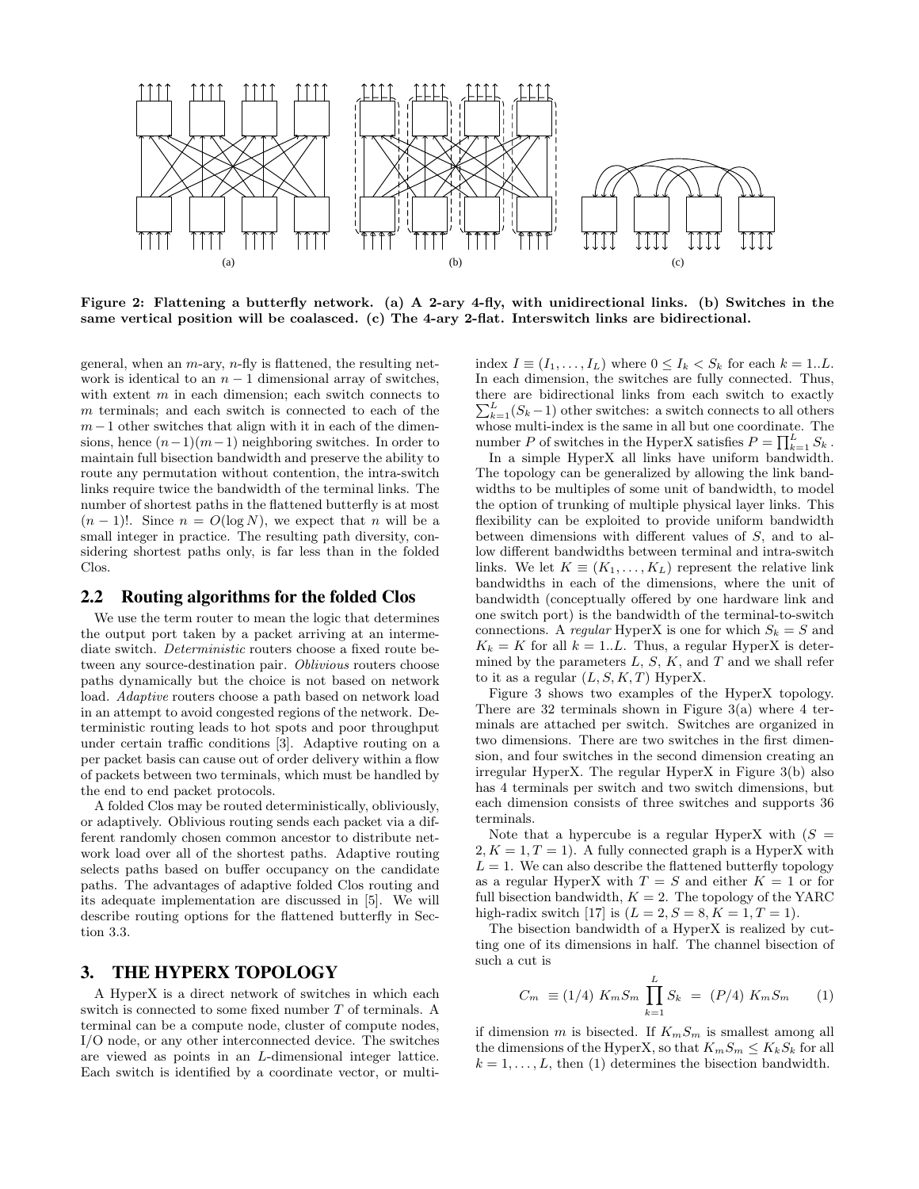Figure 2: Flattening a butterfly network. (a) A 2-ary 4-fly, with unidirectional links. (b) Switches in the same vertical position will be coalasced. (c) The 4-ary 2-flat. Interswitch links are bidirectional.

general, when an $m$-ary, $n$-fly is flattened, the resulting network is identical to an $n-1$ dimensional array of switches, with extent $m$ in each dimension; each switch connects to $m$ terminals; and each switch is connected to each of the $m-1$ other switches that align with it in each of the dimensions, hence $(n-1)(m-1)$ neighboring switches. In order to maintain full bisection bandwidth and preserve the ability to route any permutation without contention, the intra-switch links require twice the bandwidth of the terminal links. The number of shortest paths in the flattened butterfly is at most $(n-1)!$. Since $n = O(\log N)$, we expect that $n$ will be a small integer in practice. The resulting path diversity, considering shortest paths only, is far less than in the folded Clos.

## 2.2 Routing algorithms for the folded Clos

We use the term router to mean the logic that determines the output port taken by a packet arriving at an intermediate switch. *Deterministic* routers choose a fixed route between any source-destination pair. *Oblivious* routers choose paths dynamically but the choice is not based on network load. *Adaptive* routers choose a path based on network load in an attempt to avoid congested regions of the network. Deterministic routing leads to hot spots and poor throughput under certain traffic conditions [3]. Adaptive routing on a per packet basis can cause out of order delivery within a flow of packets between two terminals, which must be handled by the end to end packet protocols.

A folded Clos may be routed deterministically, obliviously, or adaptively. Oblivious routing sends each packet via a different randomly chosen common ancestor to distribute network load over all of the shortest paths. Adaptive routing selects paths based on buffer occupancy on the candidate paths. The advantages of adaptive folded Clos routing and its adequate implementation are discussed in [5]. We will describe routing options for the flattened butterfly in Section 3.3.

# 3. THE HYPERX TOPOLOGY

A HyperX is a direct network of switches in which each switch is connected to some fixed number $T$ of terminals. A terminal can be a compute node, cluster of compute nodes, I/O node, or any other interconnected device. The switches are viewed as points in an $L$-dimensional integer lattice. Each switch is identified by a coordinate vector, or multi-index $I \equiv (I_1, \ldots, I_L)$ where $0 \leq I_k < S_k$ for each $k = 1..L$. In each dimension, the switches are fully connected. Thus, there are bidirectional links from each switch to exactly $\sum_{k=1}^{L}(S_k - 1)$ other switches: a switch connects to all others whose multi-index is the same in all but one coordinate. The number $P$ of switches in the HyperX satisfies $P = \prod_{k=1}^{L} S_k$.

In a simple HyperX all links have uniform bandwidth. The topology can be generalized by allowing the link bandwidths to be multiples of some unit of bandwidth, to model the option of trunking of multiple physical layer links. This flexibility can be exploited to provide uniform bandwidth between dimensions with different values of $S$, and to allow different bandwidths between terminal and intra-switch links. We let $K \equiv (K_1, \ldots, K_L)$ represent the relative link bandwidths in each of the dimensions, where the unit of bandwidth (conceptually offered by one hardware link and one switch port) is the bandwidth of the terminal-to-switch connections. A *regular* HyperX is one for which $S_k = S$ and $K_k = K$ for all $k = 1..L$. Thus, a regular HyperX is determined by the parameters $L$, $S$, $K$, and $T$ and we shall refer to it as a regular $(L, S, K, T)$ HyperX.

Figure 3 shows two examples of the HyperX topology. There are 32 terminals shown in Figure 3(a) where 4 terminals are attached per switch. Switches are organized in two dimensions. There are two switches in the first dimension, and four switches in the second dimension creating an irregular HyperX. The regular HyperX in Figure 3(b) also has 4 terminals per switch and two switch dimensions, but each dimension consists of three switches and supports 36 terminals.

Note that a hypercube is a regular HyperX with ($S = 2, K = 1, T = 1$). A fully connected graph is a HyperX with $L = 1$. We can also describe the flattened butterfly topology as a regular HyperX with $T = S$ and either $K = 1$ or for full bisection bandwidth, $K = 2$. The topology of the YARC high-radix switch [17] is ($L = 2, S = 8, K = 1, T = 1$).

The bisection bandwidth of a HyperX is realized by cutting one of its dimensions in half. The channel bisection of such a cut is

$$C_m \equiv (1/4)\ K_m S_m \prod_{k=1}^{L} S_k = (P/4)\ K_m S_m \qquad (1)$$

if dimension $m$ is bisected. If $K_m S_m$ is smallest among all the dimensions of the HyperX, so that $K_m S_m \leq K_k S_k$ for all $k = 1, \ldots, L$, then (1) determines the bisection bandwidth.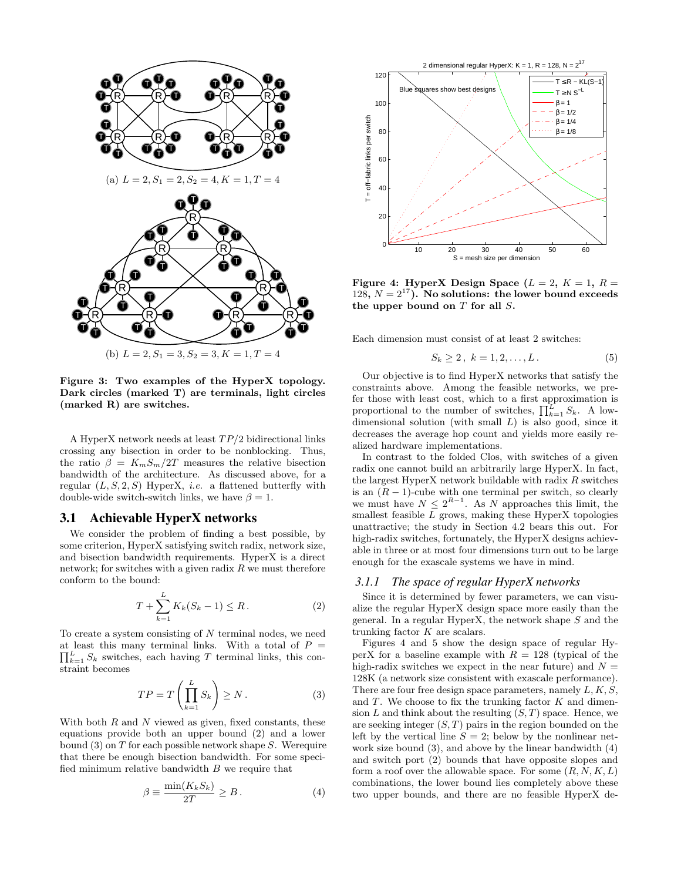(a) $L = 2, S_1 = 2, S_2 = 4, K = 1, T = 4$

(b) $L = 2, S_1 = 3, S_2 = 3, K = 1, T = 4$

**Figure 3: Two examples of the HyperX topology. Dark circles (marked T) are terminals, light circles (marked R) are switches.**

A HyperX network needs at least $TP/2$ bidirectional links crossing any bisection in order to be nonblocking. Thus, the ratio $\beta = K_m S_m / 2T$ measures the relative bisection bandwidth of the architecture. As discussed above, for a regular $(L, S, 2, S)$ HyperX, *i.e.* a flattened butterfly with double-wide switch-switch links, we have $\beta = 1$.

### 3.1 Achievable HyperX networks

We consider the problem of finding a best possible, by some criterion, HyperX satisfying switch radix, network size, and bisection bandwidth requirements. HyperX is a direct network; for switches with a given radix $R$ we must therefore conform to the bound:

$$T + \sum_{k=1}^{L} K_k (S_k - 1) \leq R\,. \tag{2}$$

To create a system consisting of $N$ terminal nodes, we need at least this many terminal links. With a total of $P = \prod_{k=1}^{L} S_k$ switches, each having $T$ terminal links, this constraint becomes

$$TP = T \left( \prod_{k=1}^{L} S_k \right) \geq N\,. \tag{3}$$

With both $R$ and $N$ viewed as given, fixed constants, these equations provide both an upper bound (2) and a lower bound (3) on $T$ for each possible network shape $S$. Werequire that there be enough bisection bandwidth. For some specified minimum relative bandwidth $B$ we require that

$$\beta \equiv \frac{\min(K_k S_k)}{2T} \geq B\,. \tag{4}$$

2 dimensional regular HyperX: K = 1, R = 128, N = $2^{17}$

**Figure 4: HyperX Design Space ($L = 2$, $K = 1$, $R = 128$, $N = 2^{17}$). No solutions: the lower bound exceeds the upper bound on $T$ for all $S$.**

Each dimension must consist of at least 2 switches:

$$S_k \geq 2\,,\ k = 1, 2, \ldots, L\,. \tag{5}$$

Our objective is to find HyperX networks that satisfy the constraints above. Among the feasible networks, we prefer those with least cost, which to a first approximation is proportional to the number of switches, $\prod_{k=1}^{L} S_k$. A low-dimensional solution (with small $L$) is also good, since it decreases the average hop count and yields more easily realized hardware implementations.

In contrast to the folded Clos, with switches of a given radix one cannot build an arbitrarily large HyperX. In fact, the largest HyperX network buildable with radix $R$ switches is an $(R-1)$-cube with one terminal per switch, so clearly we must have $N \leq 2^{R-1}$. As $N$ approaches this limit, the smallest feasible $L$ grows, making these HyperX topologies unattractive; the study in Section 4.2 bears this out. For high-radix switches, fortunately, the HyperX designs achievable in three or at most four dimensions turn out to be large enough for the exascale systems we have in mind.

#### 3.1.1 The space of regular HyperX networks

Since it is determined by fewer parameters, we can visualize the regular HyperX design space more easily than the general. In a regular HyperX, the network shape $S$ and the trunking factor $K$ are scalars.

Figures 4 and 5 show the design space of regular HyperX for a baseline example with $R = 128$ (typical of the high-radix switches we expect in the near future) and $N = 128$K (a network size consistent with exascale performance). There are four free design space parameters, namely $L, K, S$, and $T$. We choose to fix the trunking factor $K$ and dimension $L$ and think about the resulting $(S, T)$ space. Hence, we are seeking integer $(S, T)$ pairs in the region bounded on the left by the vertical line $S = 2$; below by the nonlinear network size bound (3), and above by the linear bandwidth (4) and switch port (2) bounds that have opposite slopes and form a roof over the allowable space. For some $(R, N, K, L)$ combinations, the lower bound lies completely above these two upper bounds, and there are no feasible HyperX de-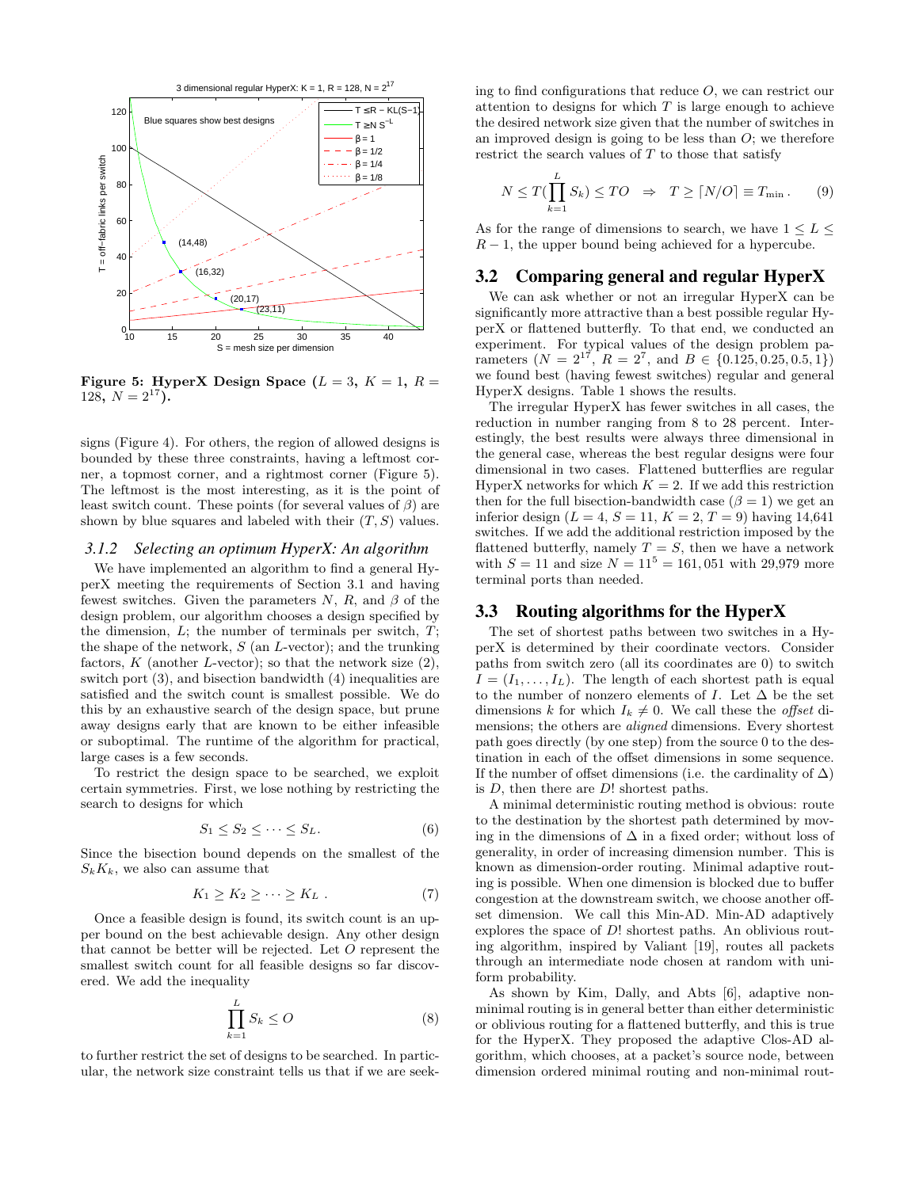**Figure 5: HyperX Design Space ($L = 3$, $K = 1$, $R = 128$, $N = 2^{17}$).**

signs (Figure 4). For others, the region of allowed designs is bounded by these three constraints, having a leftmost corner, a topmost corner, and a rightmost corner (Figure 5). The leftmost is the most interesting, as it is the point of least switch count. These points (for several values of $\beta$) are shown by blue squares and labeled with their $(T, S)$ values.

### 3.1.2 Selecting an optimum HyperX: An algorithm

We have implemented an algorithm to find a general HyperX meeting the requirements of Section 3.1 and having fewest switches. Given the parameters $N$, $R$, and $\beta$ of the design problem, our algorithm chooses a design specified by the dimension, $L$; the number of terminals per switch, $T$; the shape of the network, $S$ (an $L$-vector); and the trunking factors, $K$ (another $L$-vector); so that the network size (2), switch port (3), and bisection bandwidth (4) inequalities are satisfied and the switch count is smallest possible. We do this by an exhaustive search of the design space, but prune away designs early that are known to be either infeasible or suboptimal. The runtime of the algorithm for practical, large cases is a few seconds.

To restrict the design space to be searched, we exploit certain symmetries. First, we lose nothing by restricting the search to designs for which

$$S_1 \leq S_2 \leq \cdots \leq S_L. \tag{6}$$

Since the bisection bound depends on the smallest of the $S_k K_k$, we also can assume that

$$K_1 \geq K_2 \geq \cdots \geq K_L \; . \tag{7}$$

Once a feasible design is found, its switch count is an upper bound on the best achievable design. Any other design that cannot be better will be rejected. Let $O$ represent the smallest switch count for all feasible designs so far discovered. We add the inequality

$$\prod_{k=1}^{L} S_k \leq O \tag{8}$$

to further restrict the set of designs to be searched. In particular, the network size constraint tells us that if we are seeking to find configurations that reduce $O$, we can restrict our attention to designs for which $T$ is large enough to achieve the desired network size given that the number of switches in an improved design is going to be less than $O$; we therefore restrict the search values of $T$ to those that satisfy

$$N \leq T(\prod_{k=1}^{L} S_k) \leq TO \;\; \Rightarrow \;\; T \geq \lceil N/O \rceil \equiv T_{\min} \, . \tag{9}$$

As for the range of dimensions to search, we have $1 \leq L \leq R - 1$, the upper bound being achieved for a hypercube.

## 3.2 Comparing general and regular HyperX

We can ask whether or not an irregular HyperX can be significantly more attractive than a best possible regular HyperX or flattened butterfly. To that end, we conducted an experiment. For typical values of the design problem parameters ($N = 2^{17}$, $R = 2^7$, and $B \in \{0.125, 0.25, 0.5, 1\}$) we found best (having fewest switches) regular and general HyperX designs. Table 1 shows the results.

The irregular HyperX has fewer switches in all cases, the reduction in number ranging from 8 to 28 percent. Interestingly, the best results were always three dimensional in the general case, whereas the best regular designs were four dimensional in two cases. Flattened butterflies are regular HyperX networks for which $K = 2$. If we add this restriction then for the full bisection-bandwidth case ($\beta = 1$) we get an inferior design ($L = 4$, $S = 11$, $K = 2$, $T = 9$) having 14,641 switches. If we add the additional restriction imposed by the flattened butterfly, namely $T = S$, then we have a network with $S = 11$ and size $N = 11^5 = 161,051$ with 29,979 more terminal ports than needed.

## 3.3 Routing algorithms for the HyperX

The set of shortest paths between two switches in a HyperX is determined by their coordinate vectors. Consider paths from switch zero (all its coordinates are 0) to switch $I = (I_1, \ldots, I_L)$. The length of each shortest path is equal to the number of nonzero elements of $I$. Let $\Delta$ be the set dimensions $k$ for which $I_k \neq 0$. We call these the *offset* dimensions; the others are *aligned* dimensions. Every shortest path goes directly (by one step) from the source 0 to the destination in each of the offset dimensions in some sequence. If the number of offset dimensions (i.e. the cardinality of $\Delta$) is $D$, then there are $D!$ shortest paths.

A minimal deterministic routing method is obvious: route to the destination by the shortest path determined by moving in the dimensions of $\Delta$ in a fixed order; without loss of generality, in order of increasing dimension number. This is known as dimension-order routing. Minimal adaptive routing is possible. When one dimension is blocked due to buffer congestion at the downstream switch, we choose another offset dimension. We call this Min-AD. Min-AD adaptively explores the space of $D!$ shortest paths. An oblivious routing algorithm, inspired by Valiant [19], routes all packets through an intermediate node chosen at random with uniform probability.

As shown by Kim, Dally, and Abts [6], adaptive nonminimal routing is in general better than either deterministic or oblivious routing for a flattened butterfly, and this is true for the HyperX. They proposed the adaptive Clos-AD algorithm, which chooses, at a packet's source node, between dimension ordered minimal routing and non-minimal rout-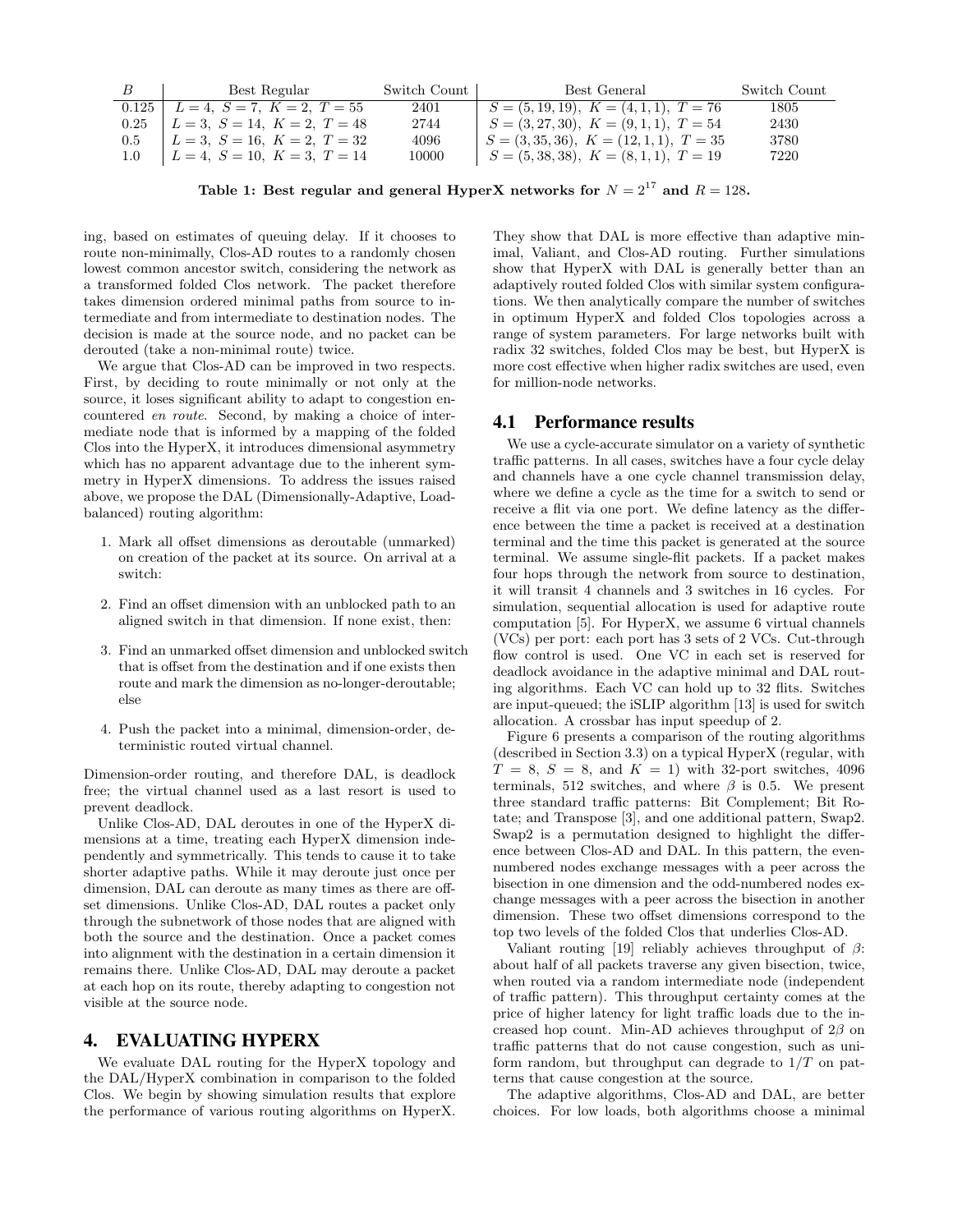| $B$ | Best Regular | Switch Count | Best General | Switch Count |
|---|---|---|---|---|
| 0.125 | $L = 4,\ S = 7,\ K = 2,\ T = 55$ | 2401 | $S = (5, 19, 19),\ K = (4, 1, 1),\ T = 76$ | 1805 |
| 0.25 | $L = 3,\ S = 14,\ K = 2,\ T = 48$ | 2744 | $S = (3, 27, 30),\ K = (9, 1, 1),\ T = 54$ | 2430 |
| 0.5 | $L = 3,\ S = 16,\ K = 2,\ T = 32$ | 4096 | $S = (3, 35, 36),\ K = (12, 1, 1),\ T = 35$ | 3780 |
| 1.0 | $L = 4,\ S = 10,\ K = 3,\ T = 14$ | 10000 | $S = (5, 38, 38),\ K = (8, 1, 1),\ T = 19$ | 7220 |

**Table 1: Best regular and general HyperX networks for $N = 2^{17}$ and $R = 128$.**

ing, based on estimates of queuing delay. If it chooses to route non-minimally, Clos-AD routes to a randomly chosen lowest common ancestor switch, considering the network as a transformed folded Clos network. The packet therefore takes dimension ordered minimal paths from source to intermediate and from intermediate to destination nodes. The decision is made at the source node, and no packet can be derouted (take a non-minimal route) twice.

We argue that Clos-AD can be improved in two respects. First, by deciding to route minimally or not only at the source, it loses significant ability to adapt to congestion encountered *en route*. Second, by making a choice of intermediate node that is informed by a mapping of the folded Clos into the HyperX, it introduces dimensional asymmetry which has no apparent advantage due to the inherent symmetry in HyperX dimensions. To address the issues raised above, we propose the DAL (Dimensionally-Adaptive, Load-balanced) routing algorithm:

1. Mark all offset dimensions as deroutable (unmarked) on creation of the packet at its source. On arrival at a switch:
2. Find an offset dimension with an unblocked path to an aligned switch in that dimension. If none exist, then:
3. Find an unmarked offset dimension and unblocked switch that is offset from the destination and if one exists then route and mark the dimension as no-longer-deroutable; else
4. Push the packet into a minimal, dimension-order, deterministic routed virtual channel.

Dimension-order routing, and therefore DAL, is deadlock free; the virtual channel used as a last resort is used to prevent deadlock.

Unlike Clos-AD, DAL deroutes in one of the HyperX dimensions at a time, treating each HyperX dimension independently and symmetrically. This tends to cause it to take shorter adaptive paths. While it may deroute just once per dimension, DAL can deroute as many times as there are offset dimensions. Unlike Clos-AD, DAL routes a packet only through the subnetwork of those nodes that are aligned with both the source and the destination. Once a packet comes into alignment with the destination in a certain dimension it remains there. Unlike Clos-AD, DAL may deroute a packet at each hop on its route, thereby adapting to congestion not visible at the source node.

# 4. EVALUATING HYPERX

We evaluate DAL routing for the HyperX topology and the DAL/HyperX combination in comparison to the folded Clos. We begin by showing simulation results that explore the performance of various routing algorithms on HyperX. They show that DAL is more effective than adaptive minimal, Valiant, and Clos-AD routing. Further simulations show that HyperX with DAL is generally better than an adaptively routed folded Clos with similar system configurations. We then analytically compare the number of switches in optimum HyperX and folded Clos topologies across a range of system parameters. For large networks built with radix 32 switches, folded Clos may be best, but HyperX is more cost effective when higher radix switches are used, even for million-node networks.

## 4.1 Performance results

We use a cycle-accurate simulator on a variety of synthetic traffic patterns. In all cases, switches have a four cycle delay and channels have a one cycle channel transmission delay, where we define a cycle as the time for a switch to send or receive a flit via one port. We define latency as the difference between the time a packet is received at a destination terminal and the time this packet is generated at the source terminal. We assume single-flit packets. If a packet makes four hops through the network from source to destination, it will transit 4 channels and 3 switches in 16 cycles. For simulation, sequential allocation is used for adaptive route computation [5]. For HyperX, we assume 6 virtual channels (VCs) per port: each port has 3 sets of 2 VCs. Cut-through flow control is used. One VC in each set is reserved for deadlock avoidance in the adaptive minimal and DAL routing algorithms. Each VC can hold up to 32 flits. Switches are input-queued; the iSLIP algorithm [13] is used for switch allocation. A crossbar has input speedup of 2.

Figure 6 presents a comparison of the routing algorithms (described in Section 3.3) on a typical HyperX (regular, with $T = 8$, $S = 8$, and $K = 1$) with 32-port switches, 4096 terminals, 512 switches, and where $\beta$ is 0.5. We present three standard traffic patterns: Bit Complement; Bit Rotate; and Transpose [3], and one additional pattern, Swap2. Swap2 is a permutation designed to highlight the difference between Clos-AD and DAL. In this pattern, the even-numbered nodes exchange messages with a peer across the bisection in one dimension and the odd-numbered nodes exchange messages with a peer across the bisection in another dimension. These two offset dimensions correspond to the top two levels of the folded Clos that underlies Clos-AD.

Valiant routing [19] reliably achieves throughput of $\beta$: about half of all packets traverse any given bisection, twice, when routed via a random intermediate node (independent of traffic pattern). This throughput certainty comes at the price of higher latency for light traffic loads due to the increased hop count. Min-AD achieves throughput of $2\beta$ on traffic patterns that do not cause congestion, such as uniform random, but throughput can degrade to $1/T$ on patterns that cause congestion at the source.

The adaptive algorithms, Clos-AD and DAL, are better choices. For low loads, both algorithms choose a minimal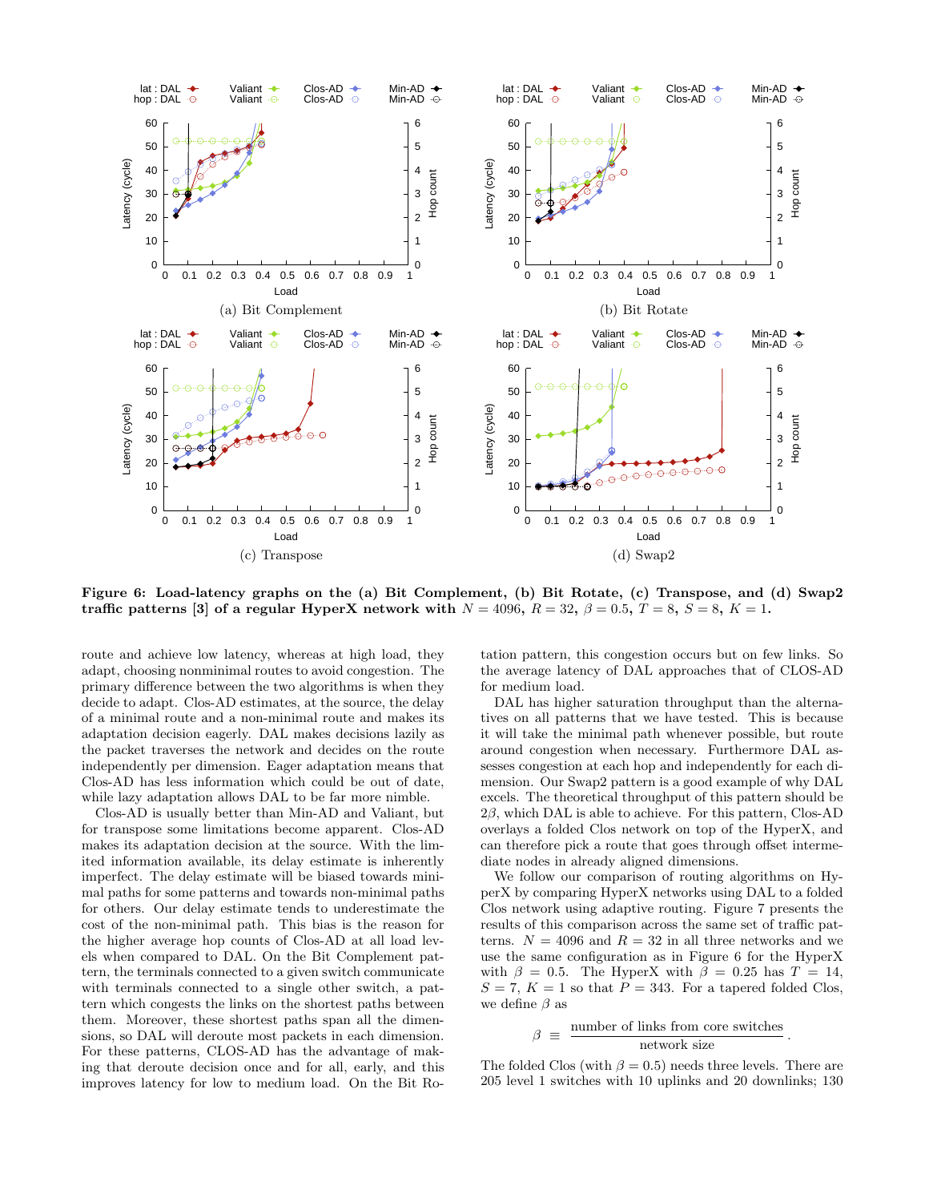lat : DAL
hop : DAL
Valiant
Valiant
Clos-AD
Clos-AD
Min-AD
Min-AD

Latency (cycle)
Hop count
Load

(a) Bit Complement

(b) Bit Rotate

(c) Transpose

(d) Swap2

**Figure 6: Load-latency graphs on the (a) Bit Complement, (b) Bit Rotate, (c) Transpose, and (d) Swap2 traffic patterns [3] of a regular HyperX network with $N = 4096$, $R = 32$, $\beta = 0.5$, $T = 8$, $S = 8$, $K = 1$.**

route and achieve low latency, whereas at high load, they adapt, choosing nonminimal routes to avoid congestion. The primary difference between the two algorithms is when they decide to adapt. Clos-AD estimates, at the source, the delay of a minimal route and a non-minimal route and makes its adaptation decision eagerly. DAL makes decisions lazily as the packet traverses the network and decides on the route independently per dimension. Eager adaptation means that Clos-AD has less information which could be out of date, while lazy adaptation allows DAL to be far more nimble.

Clos-AD is usually better than Min-AD and Valiant, but for transpose some limitations become apparent. Clos-AD makes its adaptation decision at the source. With the limited information available, its delay estimate is inherently imperfect. The delay estimate will be biased towards minimal paths for some patterns and towards non-minimal paths for others. Our delay estimate tends to underestimate the cost of the non-minimal path. This bias is the reason for the higher average hop counts of Clos-AD at all load levels when compared to DAL. On the Bit Complement pattern, the terminals connected to a given switch communicate with terminals connected to a single other switch, a pattern which congests the links on the shortest paths between them. Moreover, these shortest paths span all the dimensions, so DAL will deroute most packets in each dimension. For these patterns, CLOS-AD has the advantage of making that deroute decision once and for all, early, and this improves latency for low to medium load. On the Bit Rotation pattern, this congestion occurs but on few links. So the average latency of DAL approaches that of CLOS-AD for medium load.

DAL has higher saturation throughput than the alternatives on all patterns that we have tested. This is because it will take the minimal path whenever possible, but route around congestion when necessary. Furthermore DAL assesses congestion at each hop and independently for each dimension. Our Swap2 pattern is a good example of why DAL excels. The theoretical throughput of this pattern should be $2\beta$, which DAL is able to achieve. For this pattern, Clos-AD overlays a folded Clos network on top of the HyperX, and can therefore pick a route that goes through offset intermediate nodes in already aligned dimensions.

We follow our comparison of routing algorithms on HyperX by comparing HyperX networks using DAL to a folded Clos network using adaptive routing. Figure 7 presents the results of this comparison across the same set of traffic patterns. $N = 4096$ and $R = 32$ in all three networks and we use the same configuration as in Figure 6 for the HyperX with $\beta = 0.5$. The HyperX with $\beta = 0.25$ has $T = 14$, $S = 7$, $K = 1$ so that $P = 343$. For a tapered folded Clos, we define $\beta$ as

$$\beta \equiv \frac{\text{number of links from core switches}}{\text{network size}}.$$

The folded Clos (with $\beta = 0.5$) needs three levels. There are 205 level 1 switches with 10 uplinks and 20 downlinks; 130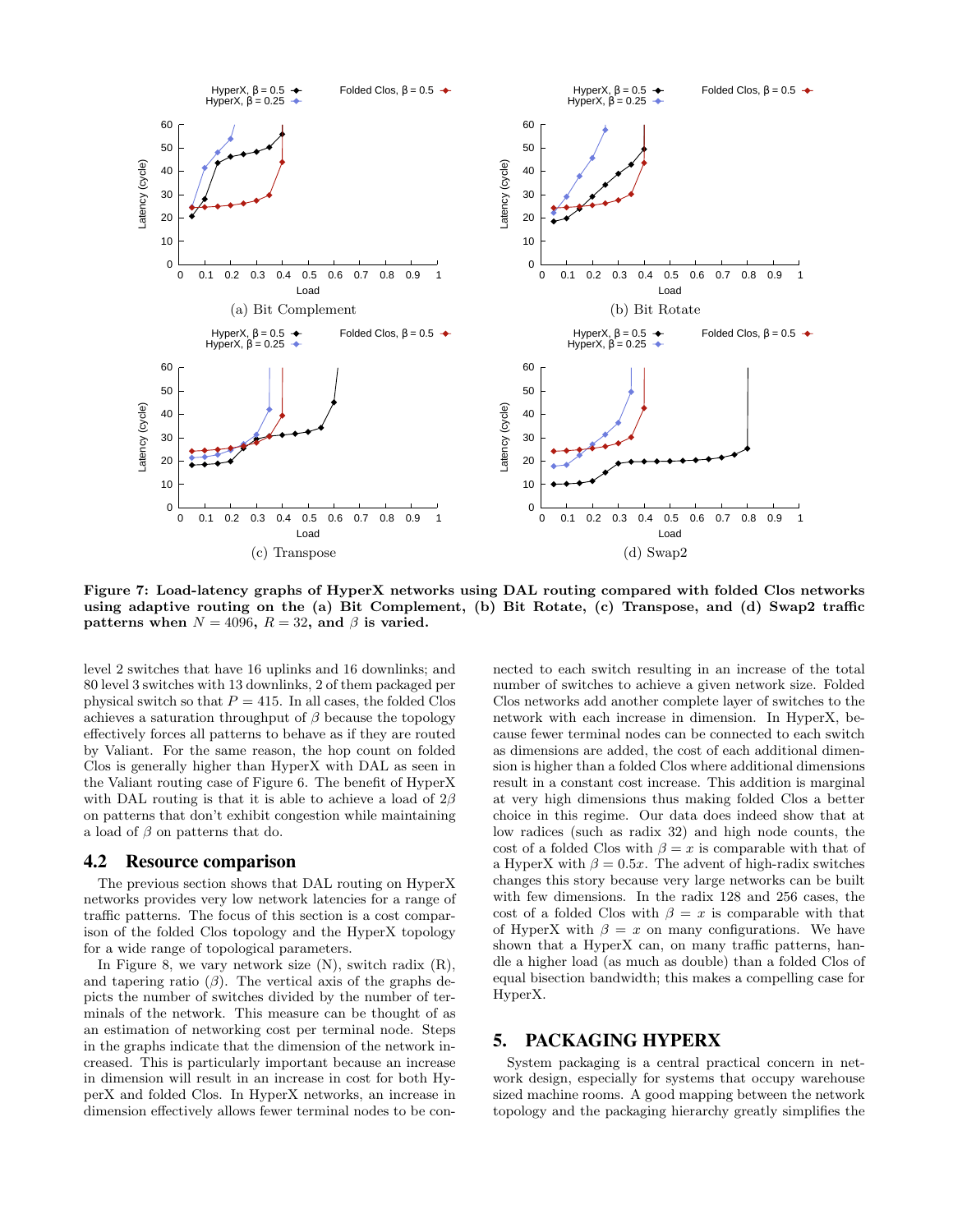Figure 7: Load-latency graphs of HyperX networks using DAL routing compared with folded Clos networks using adaptive routing on the (a) Bit Complement, (b) Bit Rotate, (c) Transpose, and (d) Swap2 traffic patterns when $N = 4096$, $R = 32$, and $\beta$ is varied.

level 2 switches that have 16 uplinks and 16 downlinks; and 80 level 3 switches with 13 downlinks, 2 of them packaged per physical switch so that $P = 415$. In all cases, the folded Clos achieves a saturation throughput of $\beta$ because the topology effectively forces all patterns to behave as if they are routed by Valiant. For the same reason, the hop count on folded Clos is generally higher than HyperX with DAL as seen in the Valiant routing case of Figure 6. The benefit of HyperX with DAL routing is that it is able to achieve a load of $2\beta$ on patterns that don't exhibit congestion while maintaining a load of $\beta$ on patterns that do.

## 4.2 Resource comparison

The previous section shows that DAL routing on HyperX networks provides very low network latencies for a range of traffic patterns. The focus of this section is a cost comparison of the folded Clos topology and the HyperX topology for a wide range of topological parameters.

In Figure 8, we vary network size (N), switch radix (R), and tapering ratio ($\beta$). The vertical axis of the graphs depicts the number of switches divided by the number of terminals of the network. This measure can be thought of as an estimation of networking cost per terminal node. Steps in the graphs indicate that the dimension of the network increased. This is particularly important because an increase in dimension will result in an increase in cost for both HyperX and folded Clos. In HyperX networks, an increase in dimension effectively allows fewer terminal nodes to be connected to each switch resulting in an increase of the total number of switches to achieve a given network size. Folded Clos networks add another complete layer of switches to the network with each increase in dimension. In HyperX, because fewer terminal nodes can be connected to each switch as dimensions are added, the cost of each additional dimension is higher than a folded Clos where additional dimensions result in a constant cost increase. This addition is marginal at very high dimensions thus making folded Clos a better choice in this regime. Our data does indeed show that at low radices (such as radix 32) and high node counts, the cost of a folded Clos with $\beta = x$ is comparable with that of a HyperX with $\beta = 0.5x$. The advent of high-radix switches changes this story because very large networks can be built with few dimensions. In the radix 128 and 256 cases, the cost of a folded Clos with $\beta = x$ is comparable with that of HyperX with $\beta = x$ on many configurations. We have shown that a HyperX can, on many traffic patterns, handle a higher load (as much as double) than a folded Clos of equal bisection bandwidth; this makes a compelling case for HyperX.

# 5. PACKAGING HYPERX

System packaging is a central practical concern in network design, especially for systems that occupy warehouse sized machine rooms. A good mapping between the network topology and the packaging hierarchy greatly simplifies the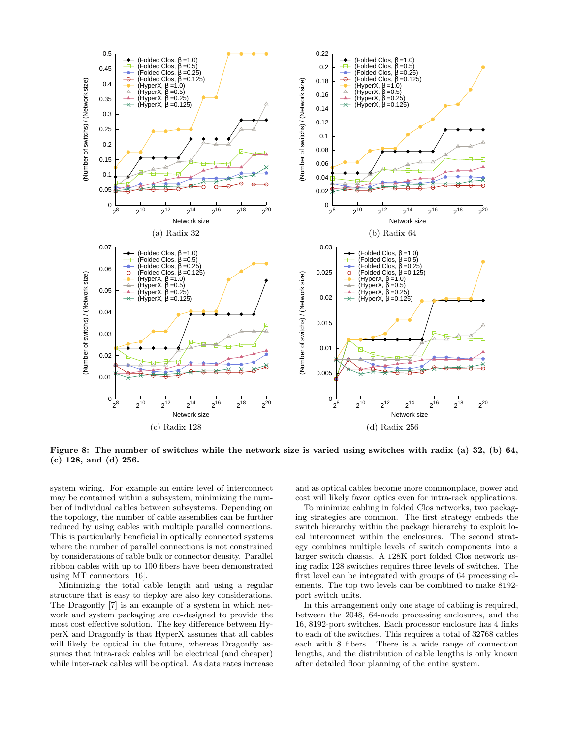(a) Radix 32

(b) Radix 64

(c) Radix 128

(d) Radix 256

**Figure 8: The number of switches while the network size is varied using switches with radix (a) 32, (b) 64, (c) 128, and (d) 256.**

system wiring. For example an entire level of interconnect may be contained within a subsystem, minimizing the number of individual cables between subsystems. Depending on the topology, the number of cable assemblies can be further reduced by using cables with multiple parallel connections. This is particularly beneficial in optically connected systems where the number of parallel connections is not constrained by considerations of cable bulk or connector density. Parallel ribbon cables with up to 100 fibers have been demonstrated using MT connectors [16].

Minimizing the total cable length and using a regular structure that is easy to deploy are also key considerations. The Dragonfly [7] is an example of a system in which network and system packaging are co-designed to provide the most cost effective solution. The key difference between HyperX and Dragonfly is that HyperX assumes that all cables will likely be optical in the future, whereas Dragonfly assumes that intra-rack cables will be electrical (and cheaper) while inter-rack cables will be optical. As data rates increase and as optical cables become more commonplace, power and cost will likely favor optics even for intra-rack applications.

To minimize cabling in folded Clos networks, two packaging strategies are common. The first strategy embeds the switch hierarchy within the package hierarchy to exploit local interconnect within the enclosures. The second strategy combines multiple levels of switch components into a larger switch chassis. A 128K port folded Clos network using radix 128 switches requires three levels of switches. The first level can be integrated with groups of 64 processing elements. The top two levels can be combined to make 8192-port switch units.

In this arrangement only one stage of cabling is required, between the 2048, 64-node processing enclosures, and the 16, 8192-port switches. Each processor enclosure has 4 links to each of the switches. This requires a total of 32768 cables each with 8 fibers. There is a wide range of connection lengths, and the distribution of cable lengths is only known after detailed floor planning of the entire system.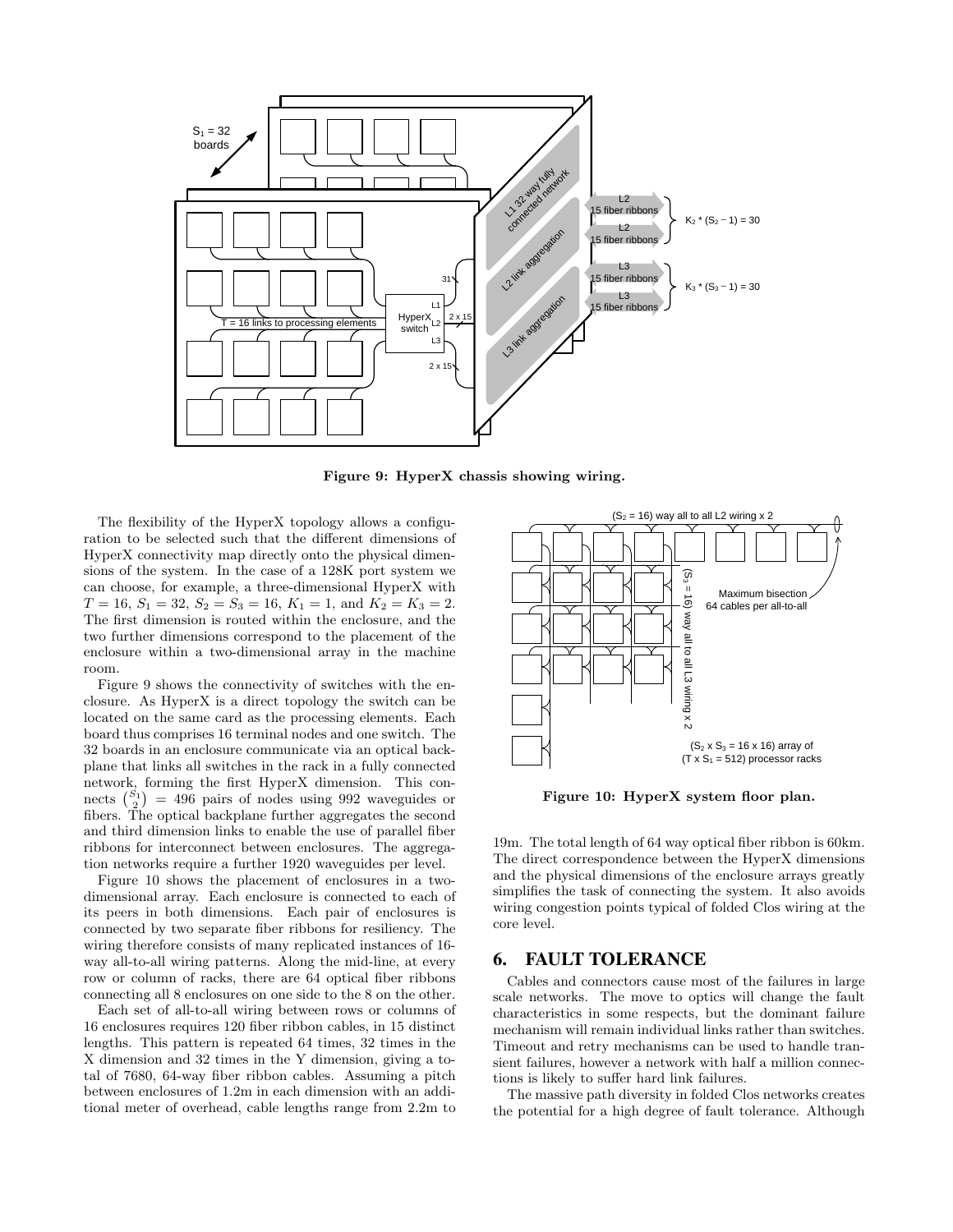Figure 9: HyperX chassis showing wiring.

The flexibility of the HyperX topology allows a configuration to be selected such that the different dimensions of HyperX connectivity map directly onto the physical dimensions of the system. In the case of a 128K port system we can choose, for example, a three-dimensional HyperX with $T = 16$, $S_1 = 32$, $S_2 = S_3 = 16$, $K_1 = 1$, and $K_2 = K_3 = 2$. The first dimension is routed within the enclosure, and the two further dimensions correspond to the placement of the enclosure within a two-dimensional array in the machine room.

Figure 9 shows the connectivity of switches with the enclosure. As HyperX is a direct topology the switch can be located on the same card as the processing elements. Each board thus comprises 16 terminal nodes and one switch. The 32 boards in an enclosure communicate via an optical backplane that links all switches in the rack in a fully connected network, forming the first HyperX dimension. This connects $\binom{S_1}{2} = 496$ pairs of nodes using 992 waveguides or fibers. The optical backplane further aggregates the second and third dimension links to enable the use of parallel fiber ribbons for interconnect between enclosures. The aggregation networks require a further 1920 waveguides per level.

Figure 10 shows the placement of enclosures in a two-dimensional array. Each enclosure is connected to each of its peers in both dimensions. Each pair of enclosures is connected by two separate fiber ribbons for resiliency. The wiring therefore consists of many replicated instances of 16-way all-to-all wiring patterns. Along the mid-line, at every row or column of racks, there are 64 optical fiber ribbons connecting all 8 enclosures on one side to the 8 on the other.

Each set of all-to-all wiring between rows or columns of 16 enclosures requires 120 fiber ribbon cables, in 15 distinct lengths. This pattern is repeated 64 times, 32 times in the X dimension and 32 times in the Y dimension, giving a total of 7680, 64-way fiber ribbon cables. Assuming a pitch between enclosures of 1.2m in each dimension with an additional meter of overhead, cable lengths range from 2.2m to 19m. The total length of 64 way optical fiber ribbon is 60km. The direct correspondence between the HyperX dimensions and the physical dimensions of the enclosure arrays greatly simplifies the task of connecting the system. It also avoids wiring congestion points typical of folded Clos wiring at the core level.

Figure 10: HyperX system floor plan.

## 6. FAULT TOLERANCE

Cables and connectors cause most of the failures in large scale networks. The move to optics will change the fault characteristics in some respects, but the dominant failure mechanism will remain individual links rather than switches. Timeout and retry mechanisms can be used to handle transient failures, however a network with half a million connections is likely to suffer hard link failures.

The massive path diversity in folded Clos networks creates the potential for a high degree of fault tolerance. Although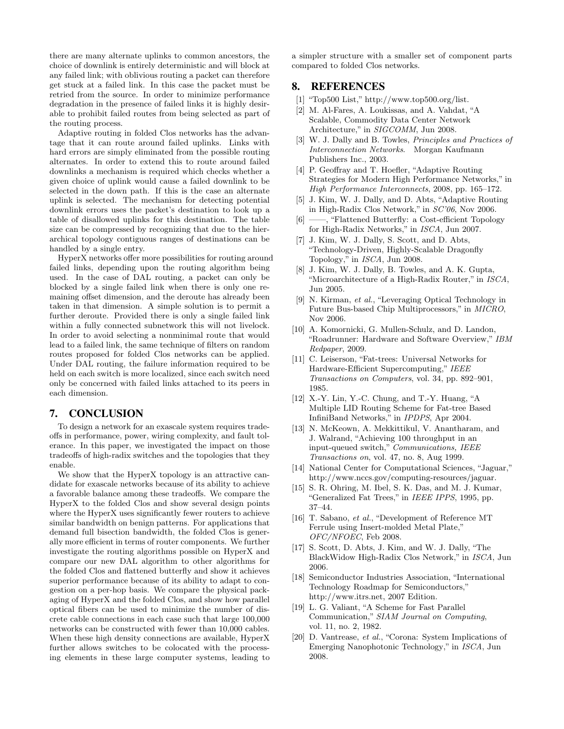there are many alternate uplinks to common ancestors, the choice of downlink is entirely deterministic and will block at any failed link; with oblivious routing a packet can therefore get stuck at a failed link. In this case the packet must be retried from the source. In order to minimize performance degradation in the presence of failed links it is highly desirable to prohibit failed routes from being selected as part of the routing process.

Adaptive routing in folded Clos networks has the advantage that it can route around failed uplinks. Links with hard errors are simply eliminated from the possible routing alternates. In order to extend this to route around failed downlinks a mechanism is required which checks whether a given choice of uplink would cause a failed downlink to be selected in the down path. If this is the case an alternate uplink is selected. The mechanism for detecting potential downlink errors uses the packet's destination to look up a table of disallowed uplinks for this destination. The table size can be compressed by recognizing that due to the hierarchical topology contiguous ranges of destinations can be handled by a single entry.

HyperX networks offer more possibilities for routing around failed links, depending upon the routing algorithm being used. In the case of DAL routing, a packet can only be blocked by a single failed link when there is only one remaining offset dimension, and the deroute has already been taken in that dimension. A simple solution is to permit a further deroute. Provided there is only a single failed link within a fully connected subnetwork this will not livelock. In order to avoid selecting a nonminimal route that would lead to a failed link, the same technique of filters on random routes proposed for folded Clos networks can be applied. Under DAL routing, the failure information required to be held on each switch is more localized, since each switch need only be concerned with failed links attached to its peers in each dimension.

## 7. CONCLUSION

To design a network for an exascale system requires tradeoffs in performance, power, wiring complexity, and fault tolerance. In this paper, we investigated the impact on those tradeoffs of high-radix switches and the topologies that they enable.

We show that the HyperX topology is an attractive candidate for exascale networks because of its ability to achieve a favorable balance among these tradeoffs. We compare the HyperX to the folded Clos and show several design points where the HyperX uses significantly fewer routers to achieve similar bandwidth on benign patterns. For applications that demand full bisection bandwidth, the folded Clos is generally more efficient in terms of router components. We further investigate the routing algorithms possible on HyperX and compare our new DAL algorithm to other algorithms for the folded Clos and flattened butterfly and show it achieves superior performance because of its ability to adapt to congestion on a per-hop basis. We compare the physical packaging of HyperX and the folded Clos, and show how parallel optical fibers can be used to minimize the number of discrete cable connections in each case such that large 100,000 networks can be constructed with fewer than 10,000 cables. When these high density connections are available, HyperX further allows switches to be colocated with the processing elements in these large computer systems, leading to a simpler structure with a smaller set of component parts compared to folded Clos networks.

## 8. REFERENCES

[1] "Top500 List," http://www.top500.org/list.

[2] M. Al-Fares, A. Loukissas, and A. Vahdat, "A Scalable, Commodity Data Center Network Architecture," in *SIGCOMM*, Jun 2008.

[3] W. J. Dally and B. Towles, *Principles and Practices of Interconnection Networks*. Morgan Kaufmann Publishers Inc., 2003.

[4] P. Geoffray and T. Hoefler, "Adaptive Routing Strategies for Modern High Performance Networks," in *High Performance Interconnects*, 2008, pp. 165–172.

[5] J. Kim, W. J. Dally, and D. Abts, "Adaptive Routing in High-Radix Clos Network," in *SC'06*, Nov 2006.

[6] ——, "Flattened Butterfly: a Cost-efficient Topology for High-Radix Networks," in *ISCA*, Jun 2007.

[7] J. Kim, W. J. Dally, S. Scott, and D. Abts, "Technology-Driven, Highly-Scalable Dragonfly Topology," in *ISCA*, Jun 2008.

[8] J. Kim, W. J. Dally, B. Towles, and A. K. Gupta, "Microarchitecture of a High-Radix Router," in *ISCA*, Jun 2005.

[9] N. Kirman, *et al.*, "Leveraging Optical Technology in Future Bus-based Chip Multiprocessors," in *MICRO*, Nov 2006.

[10] A. Komornicki, G. Mullen-Schulz, and D. Landon, "Roadrunner: Hardware and Software Overview," *IBM Redpaper*, 2009.

[11] C. Leiserson, "Fat-trees: Universal Networks for Hardware-Efficient Supercomputing," *IEEE Transactions on Computers*, vol. 34, pp. 892–901, 1985.

[12] X.-Y. Lin, Y.-C. Chung, and T.-Y. Huang, "A Multiple LID Routing Scheme for Fat-tree Based InfiniBand Networks," in *IPDPS*, Apr 2004.

[13] N. McKeown, A. Mekkittikul, V. Anantharam, and J. Walrand, "Achieving 100 throughput in an input-queued switch," *Communications, IEEE Transactions on*, vol. 47, no. 8, Aug 1999.

[14] National Center for Computational Sciences, "Jaguar," http://www.nccs.gov/computing-resources/jaguar.

[15] S. R. Ohring, M. Ibel, S. K. Das, and M. J. Kumar, "Generalized Fat Trees," in *IEEE IPPS*, 1995, pp. 37–44.

[16] T. Sabano, *et al.*, "Development of Reference MT Ferrule using Insert-molded Metal Plate," *OFC/NFOEC*, Feb 2008.

[17] S. Scott, D. Abts, J. Kim, and W. J. Dally, "The BlackWidow High-Radix Clos Network," in *ISCA*, Jun 2006.

[18] Semiconductor Industries Association, "International Technology Roadmap for Semiconductors," http://www.itrs.net, 2007 Edition.

[19] L. G. Valiant, "A Scheme for Fast Parallel Communication," *SIAM Journal on Computing*, vol. 11, no. 2, 1982.

[20] D. Vantrease, *et al.*, "Corona: System Implications of Emerging Nanophotonic Technology," in *ISCA*, Jun 2008.